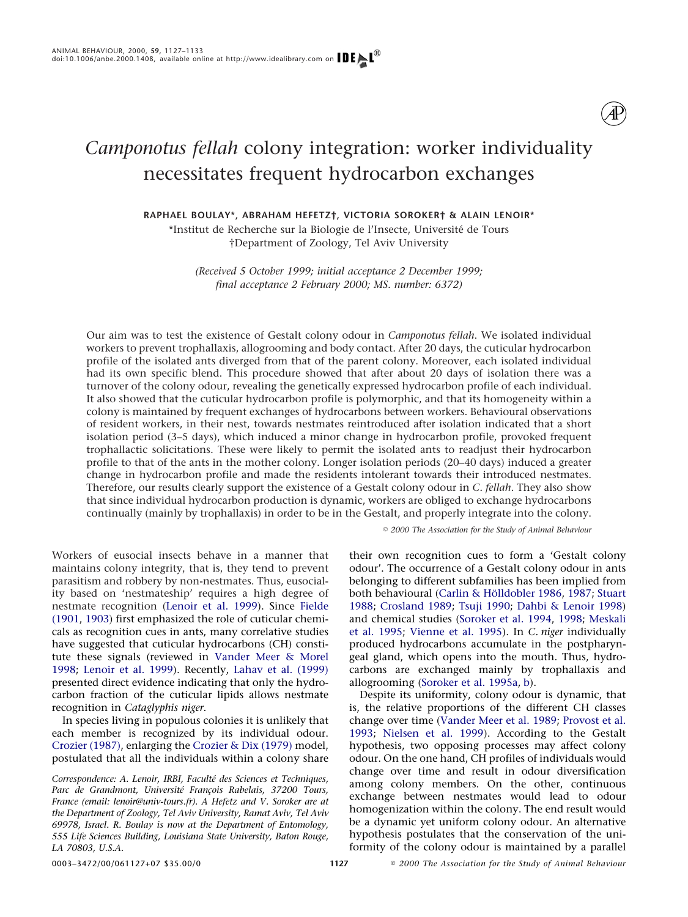# *Camponotus fellah* colony integration: worker individuality necessitates frequent hydrocarbon exchanges

**RAPHAEL BOULAY\*, ABRAHAM HEFETZ†, VICTORIA SOROKER† & ALAIN LENOIR\***

\*Institut de Recherche sur la Biologie de l'Insecte, Université de Tours

†Department of Zoology, Tel Aviv University

*(Received 5 October 1999; initial acceptance 2 December 1999; final acceptance 2 February 2000; MS. number: 6372)*

Our aim was to test the existence of Gestalt colony odour in *Camponotus fellah*. We isolated individual workers to prevent trophallaxis, allogrooming and body contact. After 20 days, the cuticular hydrocarbon profile of the isolated ants diverged from that of the parent colony. Moreover, each isolated individual had its own specific blend. This procedure showed that after about 20 days of isolation there was a turnover of the colony odour, revealing the genetically expressed hydrocarbon profile of each individual. It also showed that the cuticular hydrocarbon profile is polymorphic, and that its homogeneity within a colony is maintained by frequent exchanges of hydrocarbons between workers. Behavioural observations of resident workers, in their nest, towards nestmates reintroduced after isolation indicated that a short isolation period (3–5 days), which induced a minor change in hydrocarbon profile, provoked frequent trophallactic solicitations. These were likely to permit the isolated ants to readjust their hydrocarbon profile to that of the ants in the mother colony. Longer isolation periods (20–40 days) induced a greater change in hydrocarbon profile and made the residents intolerant towards their introduced nestmates. Therefore, our results clearly support the existence of a Gestalt colony odour in *C. fellah*. They also show that since individual hydrocarbon production is dynamic, workers are obliged to exchange hydrocarbons continually (mainly by trophallaxis) in order to be in the Gestalt, and properly integrate into the colony.

© 2000 The Association for the Study of Animal Behaviour

Workers of eusocial insects behave in a manner that maintains colony integrity, that is, they tend to prevent parasitism and robbery by non-nestmates. Thus, eusociality based on 'nestmateship' requires a high degree of nestmate recognition (Lenoir et al. 1999). Since Fielde (1901, 1903) first emphasized the role of cuticular chemicals as recognition cues in ants, many correlative studies have suggested that cuticular hydrocarbons (CH) constitute these signals (reviewed in Vander Meer & Morel 1998; Lenoir et al. 1999). Recently, Lahav et al. (1999) presented direct evidence indicating that only the hydrocarbon fraction of the cuticular lipids allows nestmate recognition in *Cataglyphis niger*.

In species living in populous colonies it is unlikely that each member is recognized by its individual odour. Crozier (1987), enlarging the Crozier & Dix (1979) model, postulated that all the individuals within a colony share their own recognition cues to form a 'Gestalt colony odour'. The occurrence of a Gestalt colony odour in ants belonging to different subfamilies has been implied from both behavioural (Carlin & Hölldobler 1986, 1987; Stuart 1988; Crosland 1989; Tsuji 1990; Dahbi & Lenoir 1998) and chemical studies (Soroker et al. 1994, 1998; Meskali et al. 1995; Vienne et al. 1995). In *C. niger* individually produced hydrocarbons accumulate in the postpharyngeal gland, which opens into the mouth. Thus, hydrocarbons are exchanged mainly by trophallaxis and allogrooming (Soroker et al. 1995a, b).

Despite its uniformity, colony odour is dynamic, that is, the relative proportions of the different CH classes change over time (Vander Meer et al. 1989; Provost et al. 1993; Nielsen et al. 1999). According to the Gestalt hypothesis, two opposing processes may affect colony odour. On the one hand, CH profiles of individuals would change over time and result in odour diversification among colony members. On the other, continuous exchange between nestmates would lead to odour homogenization within the colony. The end result would be a dynamic yet uniform colony odour. An alternative hypothesis postulates that the conservation of the uniformity of the colony odour is maintained by a parallel

*Correspondence: A. Lenoir, IRBI, Faculté des Sciences et Techniques, Parc de Grandmont, Université François Rabelais, 37200 Tours, France (email: lenoir@univ-tours.fr). A Hefetz and V. Soroker are at the Department of Zoology, Tel Aviv University, Ramat Aviv, Tel Aviv 69978, Israel. R. Boulay is now at the Department of Entomology, 555 Life Sciences Building, Louisiana State University, Baton Rouge, LA 70803, U.S.A.*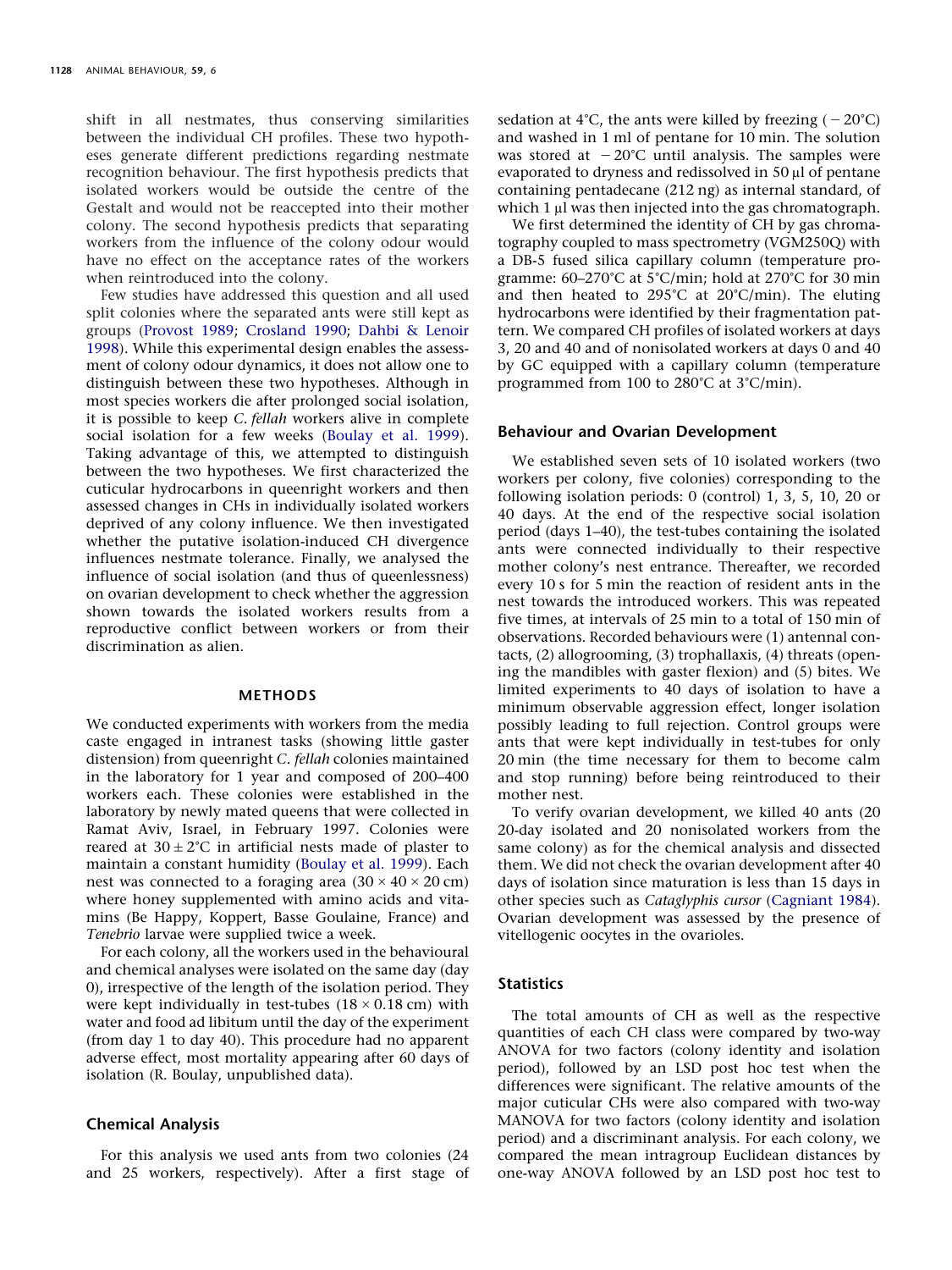shift in all nestmates, thus conserving similarities between the individual CH profiles. These two hypotheses generate different predictions regarding nestmate recognition behaviour. The first hypothesis predicts that isolated workers would be outside the centre of the Gestalt and would not be reaccepted into their mother colony. The second hypothesis predicts that separating workers from the influence of the colony odour would have no effect on the acceptance rates of the workers when reintroduced into the colony.

Few studies have addressed this question and all used split colonies where the separated ants were still kept as groups (Provost 1989; Crosland 1990; Dahbi & Lenoir 1998). While this experimental design enables the assessment of colony odour dynamics, it does not allow one to distinguish between these two hypotheses. Although in most species workers die after prolonged social isolation, it is possible to keep *C. fellah* workers alive in complete social isolation for a few weeks (Boulay et al. 1999). Taking advantage of this, we attempted to distinguish between the two hypotheses. We first characterized the cuticular hydrocarbons in queenright workers and then assessed changes in CHs in individually isolated workers deprived of any colony influence. We then investigated whether the putative isolation-induced CH divergence influences nestmate tolerance. Finally, we analysed the influence of social isolation (and thus of queenlessness) on ovarian development to check whether the aggression shown towards the isolated workers results from a reproductive conflict between workers or from their discrimination as alien.

## METHODS

We conducted experiments with workers from the media caste engaged in intranest tasks (showing little gaster distension) from queenright *C. fellah* colonies maintained in the laboratory for 1 year and composed of 200–400 workers each. These colonies were established in the laboratory by newly mated queens that were collected in Ramat Aviv, Israel, in February 1997. Colonies were reared at 30 ± 2°C in artificial nests made of plaster to maintain a constant humidity (Boulay et al. 1999). Each nest was connected to a foraging area (30 × 40 × 20 cm) where honey supplemented with amino acids and vitamins (Be Happy, Koppert, Basse Goulaine, France) and *Tenebrio* larvae were supplied twice a week.

For each colony, all the workers used in the behavioural and chemical analyses were isolated on the same day (day 0), irrespective of the length of the isolation period. They were kept individually in test-tubes (18 × 0.18 cm) with water and food ad libitum until the day of the experiment (from day 1 to day 40). This procedure had no apparent adverse effect, most mortality appearing after 60 days of isolation (R. Boulay, unpublished data).

### Chemical Analysis

For this analysis we used ants from two colonies (24 and 25 workers, respectively). After a first stage of sedation at 4°C, the ants were killed by freezing (−20°C) and washed in 1 ml of pentane for 10 min. The solution was stored at −20°C until analysis. The samples were evaporated to dryness and redissolved in 50 μl of pentane containing pentadecane (212 ng) as internal standard, of which 1 μl was then injected into the gas chromatograph.

We first determined the identity of CH by gas chromatography coupled to mass spectrometry (VGM250Q) with a DB-5 fused silica capillary column (temperature programme: 60–270°C at 5°C/min; hold at 270°C for 30 min and then heated to 295°C at 20°C/min). The eluting hydrocarbons were identified by their fragmentation pattern. We compared CH profiles of isolated workers at days 3, 20 and 40 and of nonisolated workers at days 0 and 40 by GC equipped with a capillary column (temperature programmed from 100 to 280°C at 3°C/min).

### Behaviour and Ovarian Development

We established seven sets of 10 isolated workers (two workers per colony, five colonies) corresponding to the following isolation periods: 0 (control) 1, 3, 5, 10, 20 or 40 days. At the end of the respective social isolation period (days 1–40), the test-tubes containing the isolated ants were connected individually to their respective mother colony's nest entrance. Thereafter, we recorded every 10 s for 5 min the reaction of resident ants in the nest towards the introduced workers. This was repeated five times, at intervals of 25 min to a total of 150 min of observations. Recorded behaviours were (1) antennal contacts, (2) allogrooming, (3) trophallaxis, (4) threats (opening the mandibles with gaster flexion) and (5) bites. We limited experiments to 40 days of isolation to have a minimum observable aggression effect, longer isolation possibly leading to full rejection. Control groups were ants that were kept individually in test-tubes for only 20 min (the time necessary for them to become calm and stop running) before being reintroduced to their mother nest.

To verify ovarian development, we killed 40 ants (20 20-day isolated and 20 nonisolated workers from the same colony) as for the chemical analysis and dissected them. We did not check the ovarian development after 40 days of isolation since maturation is less than 15 days in other species such as *Cataglyphis cursor* (Cagniant 1984). Ovarian development was assessed by the presence of vitellogenic oocytes in the ovarioles.

### Statistics

The total amounts of CH as well as the respective quantities of each CH class were compared by two-way ANOVA for two factors (colony identity and isolation period), followed by an LSD post hoc test when the differences were significant. The relative amounts of the major cuticular CHs were also compared with two-way MANOVA for two factors (colony identity and isolation period) and a discriminant analysis. For each colony, we compared the mean intragroup Euclidean distances by one-way ANOVA followed by an LSD post hoc test to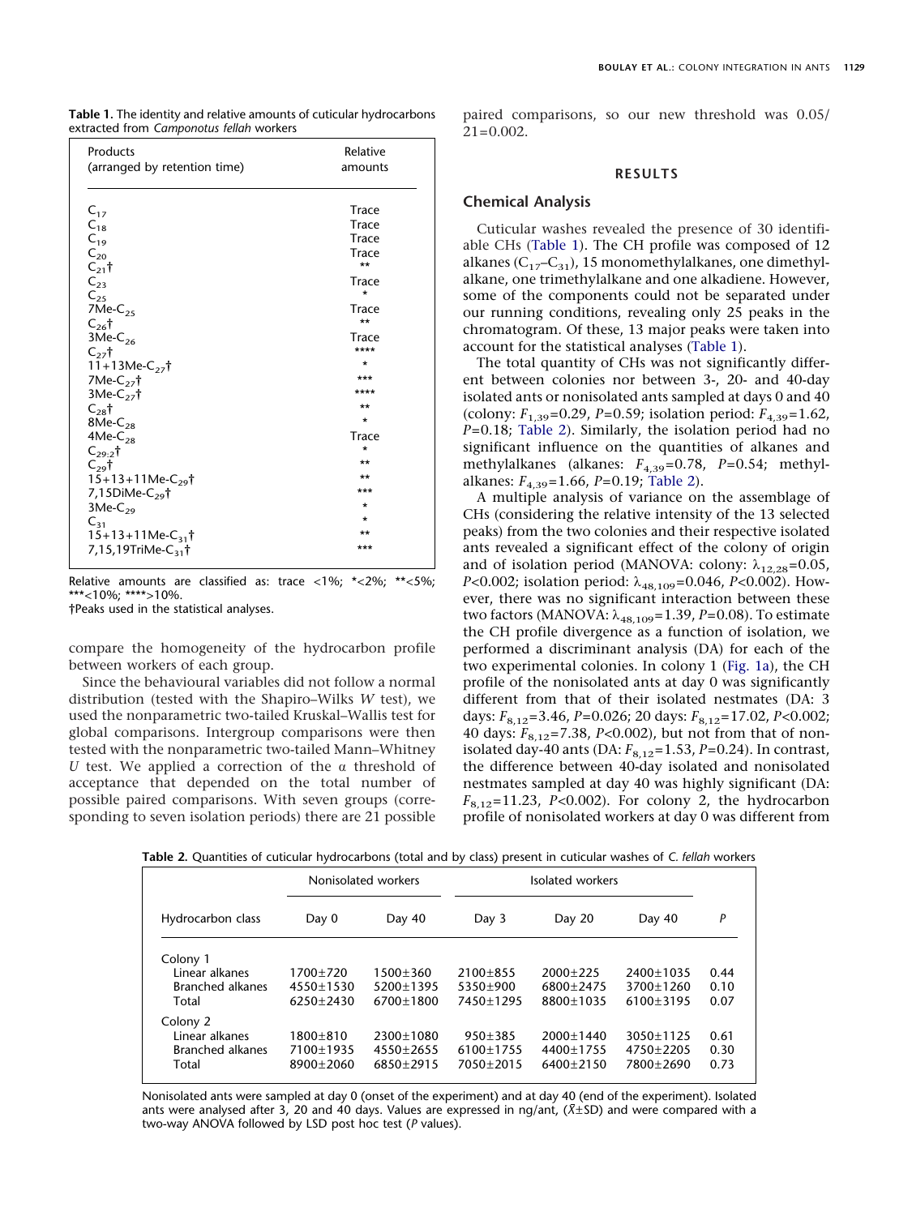**Table 1.** The identity and relative amounts of cuticular hydrocarbons extracted from *Camponotus fellah* workers

| Products (arranged by retention time) | Relative amounts |
|---|---|
| $C_{17}$ | Trace |
| $C_{18}$ | Trace |
| $C_{19}$ | Trace |
| $C_{20}$ | Trace |
| $C_{21}$† | ** |
| $C_{23}$ | Trace |
| $C_{25}$ | * |
| 7Me-$C_{25}$ | Trace |
| $C_{26}$† | ** |
| 3Me-$C_{26}$ | Trace |
| $C_{27}$† | **** |
| 11+13Me-$C_{27}$† | * |
| 7Me-$C_{27}$† | *** |
| 3Me-$C_{27}$† | **** |
| $C_{28}$† | ** |
| 8Me-$C_{28}$ | * |
| 4Me-$C_{28}$ | Trace |
| $C_{29:2}$† | * |
| $C_{29}$† | ** |
| 15+13+11Me-$C_{29}$† | ** |
| 7,15DiMe-$C_{29}$† | *** |
| 3Me-$C_{29}$ | * |
| $C_{31}$ | * |
| 15+13+11Me-$C_{31}$† | ** |
| 7,15,19TriMe-$C_{31}$† | *** |

Relative amounts are classified as: trace <1%; *<2%; **<5%; ***<10%; ****>10%.
†Peaks used in the statistical analyses.

compare the homogeneity of the hydrocarbon profile between workers of each group.

Since the behavioural variables did not follow a normal distribution (tested with the Shapiro–Wilks *W* test), we used the nonparametric two-tailed Kruskal–Wallis test for global comparisons. Intergroup comparisons were then tested with the nonparametric two-tailed Mann–Whitney *U* test. We applied a correction of the α threshold of acceptance that depended on the total number of possible paired comparisons. With seven groups (corresponding to seven isolation periods) there are 21 possible paired comparisons, so our new threshold was 0.05/21=0.002.

## RESULTS

### Chemical Analysis

Cuticular washes revealed the presence of 30 identifiable CHs (Table 1). The CH profile was composed of 12 alkanes ($C_{17}$–$C_{31}$), 15 monomethylalkanes, one dimethylalkane, one trimethylalkane and one alkadiene. However, some of the components could not be separated under our running conditions, revealing only 25 peaks in the chromatogram. Of these, 13 major peaks were taken into account for the statistical analyses (Table 1).

The total quantity of CHs was not significantly different between colonies nor between 3-, 20- and 40-day isolated ants or nonisolated ants sampled at days 0 and 40 (colony: $F_{1,39}$=0.29, $P$=0.59; isolation period: $F_{4,39}$=1.62, $P$=0.18; Table 2). Similarly, the isolation period had no significant influence on the quantities of alkanes and methylalkanes (alkanes: $F_{4,39}$=0.78, $P$=0.54; methylalkanes: $F_{4,39}$=1.66, $P$=0.19; Table 2).

A multiple analysis of variance on the assemblage of CHs (considering the relative intensity of the 13 selected peaks) from the two colonies and their respective isolated ants revealed a significant effect of the colony of origin and of isolation period (MANOVA: colony: $\lambda_{12,28}$=0.05, $P$<0.002; isolation period: $\lambda_{48,109}$=0.046, $P$<0.002). However, there was no significant interaction between these two factors (MANOVA: $\lambda_{48,109}$=1.39, $P$=0.08). To estimate the CH profile divergence as a function of isolation, we performed a discriminant analysis (DA) for each of the two experimental colonies. In colony 1 (Fig. 1a), the CH profile of the nonisolated ants at day 0 was significantly different from that of their isolated nestmates (DA: 3 days: $F_{8,12}$=3.46, $P$=0.026; 20 days: $F_{8,12}$=17.02, $P$<0.002; 40 days: $F_{8,12}$=7.38, $P$<0.002), but not from that of nonisolated day-40 ants (DA: $F_{8,12}$=1.53, $P$=0.24). In contrast, the difference between 40-day isolated and nonisolated nestmates sampled at day 40 was highly significant (DA: $F_{8,12}$=11.23, $P$<0.002). For colony 2, the hydrocarbon profile of nonisolated workers at day 0 was different from

**Table 2.** Quantities of cuticular hydrocarbons (total and by class) present in cuticular washes of *C. fellah* workers

| Hydrocarbon class | Nonisolated workers | | Isolated workers | | | *P* |
|---|---|---|---|---|---|---|
| | Day 0 | Day 40 | Day 3 | Day 20 | Day 40 | |
| Colony 1 | | | | | | |
| Linear alkanes | 1700±720 | 1500±360 | 2100±855 | 2000±225 | 2400±1035 | 0.44 |
| Branched alkanes | 4550±1530 | 5200±1395 | 5350±900 | 6800±2475 | 3700±1260 | 0.10 |
| Total | 6250±2430 | 6700±1800 | 7450±1295 | 8800±1035 | 6100±3195 | 0.07 |
| Colony 2 | | | | | | |
| Linear alkanes | 1800±810 | 2300±1080 | 950±385 | 2000±1440 | 3050±1125 | 0.61 |
| Branched alkanes | 7100±1935 | 4550±2655 | 6100±1755 | 4400±1755 | 4750±2205 | 0.30 |
| Total | 8900±2060 | 6850±2915 | 7050±2015 | 6400±2150 | 7800±2690 | 0.73 |

Nonisolated ants were sampled at day 0 (onset of the experiment) and at day 40 (end of the experiment). Isolated ants were analysed after 3, 20 and 40 days. Values are expressed in ng/ant, ($\bar{X}$±SD) and were compared with a two-way ANOVA followed by LSD post hoc test (*P* values).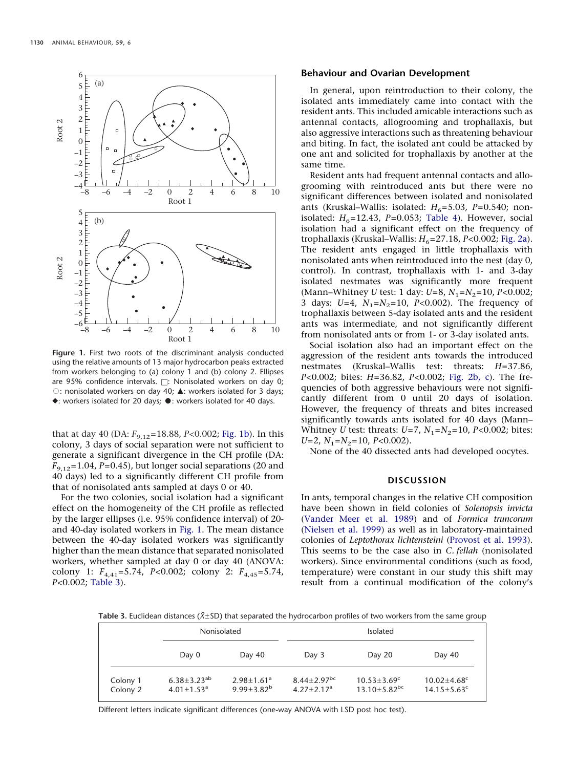Figure 1. First two roots of the discriminant analysis conducted using the relative amounts of 13 major hydrocarbon peaks extracted from workers belonging to (a) colony 1 and (b) colony 2. Ellipses are 95% confidence intervals. □: Nonisolated workers on day 0; ○: nonisolated workers on day 40; ▲: workers isolated for 3 days; ◆: workers isolated for 20 days; ●: workers isolated for 40 days.

that at day 40 (DA: $F_{9,12}$=18.88, $P$<0.002; Fig. 1b). In this colony, 3 days of social separation were not sufficient to generate a significant divergence in the CH profile (DA: $F_{9,12}$=1.04, $P$=0.45), but longer social separations (20 and 40 days) led to a significantly different CH profile from that of nonisolated ants sampled at days 0 or 40.

For the two colonies, social isolation had a significant effect on the homogeneity of the CH profile as reflected by the larger ellipses (i.e. 95% confidence interval) of 20- and 40-day isolated workers in Fig. 1. The mean distance between the 40-day isolated workers was significantly higher than the mean distance that separated nonisolated workers, whether sampled at day 0 or day 40 (ANOVA: colony 1: $F_{4,41}$=5.74, $P$<0.002; colony 2: $F_{4,45}$=5.74, $P$<0.002; Table 3).

## Behaviour and Ovarian Development

In general, upon reintroduction to their colony, the isolated ants immediately came into contact with the resident ants. This included amicable interactions such as antennal contacts, allogrooming and trophallaxis, but also aggressive interactions such as threatening behaviour and biting. In fact, the isolated ant could be attacked by one ant and solicited for trophallaxis by another at the same time.

Resident ants had frequent antennal contacts and allogrooming with reintroduced ants but there were no significant differences between isolated and nonisolated ants (Kruskal–Wallis: isolated: $H_6$=5.03, $P$=0.540; nonisolated: $H_6$=12.43, $P$=0.053; Table 4). However, social isolation had a significant effect on the frequency of trophallaxis (Kruskal–Wallis: $H_6$=27.18, $P$<0.002; Fig. 2a). The resident ants engaged in little trophallaxis with nonisolated ants when reintroduced into the nest (day 0, control). In contrast, trophallaxis with 1- and 3-day isolated nestmates was significantly more frequent (Mann–Whitney $U$ test: 1 day: $U$=8, $N_1$=$N_2$=10, $P$<0.002; 3 days: $U$=4, $N_1$=$N_2$=10, $P$<0.002). The frequencies of trophallaxis between 5-day isolated ants and the resident ants was intermediate, and not significantly different from nonisolated ants or from 1- or 3-day isolated ants.

Social isolation also had an important effect on the aggression of the resident ants towards the introduced nestmates (Kruskal–Wallis test: threats: $H$=37.86, $P$<0.002; bites: $H$=36.82, $P$<0.002; Fig. 2b, c). The frequencies of both aggressive behaviours were not significantly different from 0 until 20 days of isolation. However, the frequency of threats and bites increased significantly towards ants isolated for 40 days (Mann–Whitney $U$ test: threats: $U$=7, $N_1$=$N_2$=10, $P$<0.002; bites: $U$=2, $N_1$=$N_2$=10, $P$<0.002).

None of the 40 dissected ants had developed oocytes.

## DISCUSSION

In ants, temporal changes in the relative CH composition have been shown in field colonies of *Solenopsis invicta* (Vander Meer et al. 1989) and of *Formica truncorum* (Nielsen et al. 1999) as well as in laboratory-maintained colonies of *Leptothorax lichtensteini* (Provost et al. 1993). This seems to be the case also in *C. fellah* (nonisolated workers). Since environmental conditions (such as food, temperature) were constant in our study this shift may result from a continual modification of the colony's

Table 3. Euclidean distances ($\bar{X}$±SD) that separated the hydrocarbon profiles of two workers from the same group

| | Nonisolated | | Isolated | | |
|---|---|---|---|---|---|
| | Day 0 | Day 40 | Day 3 | Day 20 | Day 40 |
| Colony 1 | 6.38±3.23[ab] | 2.98±1.61[a] | 8.44±2.97[bc] | 10.53±3.69[c] | 10.02±4.68[c] |
| Colony 2 | 4.01±1.53[a] | 9.99±3.82[b] | 4.27±2.17[a] | 13.10±5.82[bc] | 14.15±5.63[c] |

Different letters indicate significant differences (one-way ANOVA with LSD post hoc test).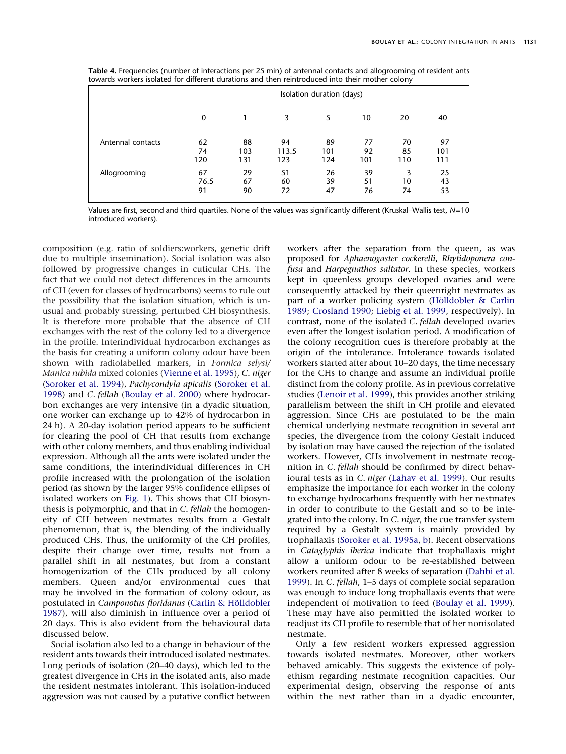**Table 4.** Frequencies (number of interactions per 25 min) of antennal contacts and allogrooming of resident ants towards workers isolated for different durations and then reintroduced into their mother colony

| | Isolation duration (days) | | | | | | |
|---|---|---|---|---|---|---|---|
| | 0 | 1 | 3 | 5 | 10 | 20 | 40 |
| Antennal contacts | 62 | 88 | 94 | 89 | 77 | 70 | 97 |
| | 74 | 103 | 113.5 | 101 | 92 | 85 | 101 |
| | 120 | 131 | 123 | 124 | 101 | 110 | 111 |
| Allogrooming | 67 | 29 | 51 | 26 | 39 | 3 | 25 |
| | 76.5 | 67 | 60 | 39 | 51 | 10 | 43 |
| | 91 | 90 | 72 | 47 | 76 | 74 | 53 |

Values are first, second and third quartiles. None of the values was significantly different (Kruskal–Wallis test, $N=10$ introduced workers).

composition (e.g. ratio of soldiers:workers, genetic drift due to multiple insemination). Social isolation was also followed by progressive changes in cuticular CHs. The fact that we could not detect differences in the amounts of CH (even for classes of hydrocarbons) seems to rule out the possibility that the isolation situation, which is unusual and probably stressing, perturbed CH biosynthesis. It is therefore more probable that the absence of CH exchanges with the rest of the colony led to a divergence in the profile. Interindividual hydrocarbon exchanges as the basis for creating a uniform colony odour have been shown with radiolabelled markers, in *Formica selysi/Manica rubida* mixed colonies (Vienne et al. 1995), *C. niger* (Soroker et al. 1994), *Pachycondyla apicalis* (Soroker et al. 1998) and *C. fellah* (Boulay et al. 2000) where hydrocarbon exchanges are very intensive (in a dyadic situation, one worker can exchange up to 42% of hydrocarbon in 24 h). A 20-day isolation period appears to be sufficient for clearing the pool of CH that results from exchange with other colony members, and thus enabling individual expression. Although all the ants were isolated under the same conditions, the interindividual differences in CH profile increased with the prolongation of the isolation period (as shown by the larger 95% confidence ellipses of isolated workers on Fig. 1). This shows that CH biosynthesis is polymorphic, and that in *C. fellah* the homogeneity of CH between nestmates results from a Gestalt phenomenon, that is, the blending of the individually produced CHs. Thus, the uniformity of the CH profiles, despite their change over time, results not from a parallel shift in all nestmates, but from a constant homogenization of the CHs produced by all colony members. Queen and/or environmental cues that may be involved in the formation of colony odour, as postulated in *Camponotus floridanus* (Carlin & Hölldobler 1987), will also diminish in influence over a period of 20 days. This is also evident from the behavioural data discussed below.

Social isolation also led to a change in behaviour of the resident ants towards their introduced isolated nestmates. Long periods of isolation (20–40 days), which led to the greatest divergence in CHs in the isolated ants, also made the resident nestmates intolerant. This isolation-induced aggression was not caused by a putative conflict between workers after the separation from the queen, as was proposed for *Aphaenogaster cockerelli*, *Rhytidoponera confusa* and *Harpegnathos saltator*. In these species, workers kept in queenless groups developed ovaries and were consequently attacked by their queenright nestmates as part of a worker policing system (Hölldobler & Carlin 1989; Crosland 1990; Liebig et al. 1999, respectively). In contrast, none of the isolated *C. fellah* developed ovaries even after the longest isolation period. A modification of the colony recognition cues is therefore probably at the origin of the intolerance. Intolerance towards isolated workers started after about 10–20 days, the time necessary for the CHs to change and assume an individual profile distinct from the colony profile. As in previous correlative studies (Lenoir et al. 1999), this provides another striking parallelism between the shift in CH profile and elevated aggression. Since CHs are postulated to be the main chemical underlying nestmate recognition in several ant species, the divergence from the colony Gestalt induced by isolation may have caused the rejection of the isolated workers. However, CHs involvement in nestmate recognition in *C. fellah* should be confirmed by direct behavioural tests as in *C. niger* (Lahav et al. 1999). Our results emphasize the importance for each worker in the colony to exchange hydrocarbons frequently with her nestmates in order to contribute to the Gestalt and so to be integrated into the colony. In *C. niger*, the cue transfer system required by a Gestalt system is mainly provided by trophallaxis (Soroker et al. 1995a, b). Recent observations in *Cataglyphis iberica* indicate that trophallaxis might allow a uniform odour to be re-established between workers reunited after 8 weeks of separation (Dahbi et al. 1999). In *C. fellah*, 1–5 days of complete social separation was enough to induce long trophallaxis events that were independent of motivation to feed (Boulay et al. 1999). These may have also permitted the isolated worker to readjust its CH profile to resemble that of her nonisolated nestmate.

Only a few resident workers expressed aggression towards isolated nestmates. Moreover, other workers behaved amicably. This suggests the existence of polyethism regarding nestmate recognition capacities. Our experimental design, observing the response of ants within the nest rather than in a dyadic encounter,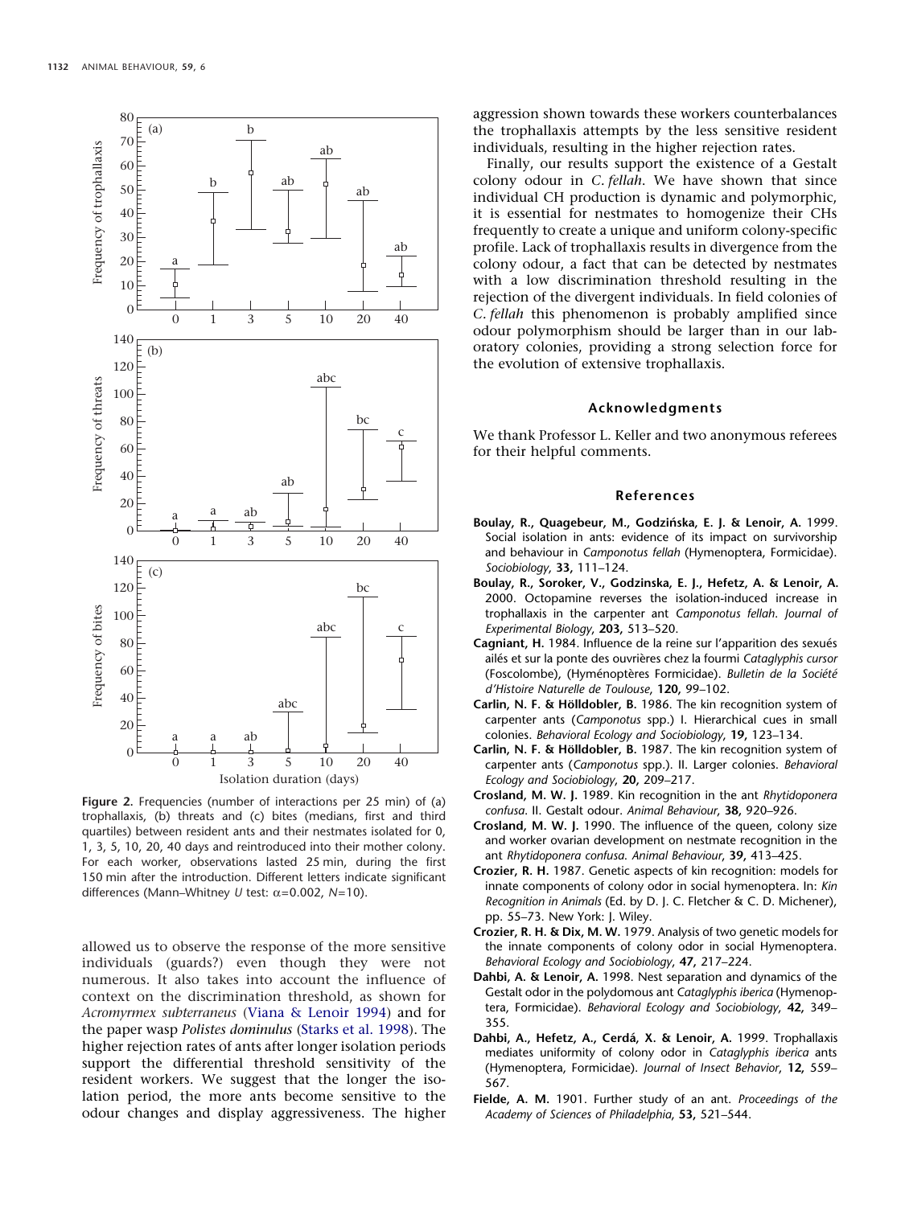Figure 2. Frequencies (number of interactions per 25 min) of (a) trophallaxis, (b) threats and (c) bites (medians, first and third quartiles) between resident ants and their nestmates isolated for 0, 1, 3, 5, 10, 20, 40 days and reintroduced into their mother colony. For each worker, observations lasted 25 min, during the first 150 min after the introduction. Different letters indicate significant differences (Mann–Whitney *U* test: $\alpha=0.002$, $N=10$).

allowed us to observe the response of the more sensitive individuals (guards?) even though they were not numerous. It also takes into account the influence of context on the discrimination threshold, as shown for *Acromyrmex subterraneus* (Viana & Lenoir 1994) and for the paper wasp *Polistes dominulus* (Starks et al. 1998). The higher rejection rates of ants after longer isolation periods support the differential threshold sensitivity of the resident workers. We suggest that the longer the isolation period, the more ants become sensitive to the odour changes and display aggressiveness. The higher aggression shown towards these workers counterbalances the trophallaxis attempts by the less sensitive resident individuals, resulting in the higher rejection rates.

Finally, our results support the existence of a Gestalt colony odour in *C. fellah*. We have shown that since individual CH production is dynamic and polymorphic, it is essential for nestmates to homogenize their CHs frequently to create a unique and uniform colony-specific profile. Lack of trophallaxis results in divergence from the colony odour, a fact that can be detected by nestmates with a low discrimination threshold resulting in the rejection of the divergent individuals. In field colonies of *C. fellah* this phenomenon is probably amplified since odour polymorphism should be larger than in our laboratory colonies, providing a strong selection force for the evolution of extensive trophallaxis.

## Acknowledgments

We thank Professor L. Keller and two anonymous referees for their helpful comments.

## References

**Boulay, R., Quagebeur, M., Godzińska, E. J. & Lenoir, A.** 1999. Social isolation in ants: evidence of its impact on survivorship and behaviour in *Camponotus fellah* (Hymenoptera, Formicidae). *Sociobiology*, **33,** 111–124.

**Boulay, R., Soroker, V., Godzinska, E. J., Hefetz, A. & Lenoir, A.** 2000. Octopamine reverses the isolation-induced increase in trophallaxis in the carpenter ant *Camponotus fellah*. *Journal of Experimental Biology*, **203,** 513–520.

**Cagniant, H.** 1984. Influence de la reine sur l'apparition des sexués ailés et sur la ponte des ouvrières chez la fourmi *Cataglyphis cursor* (Foscolombe), (Hyménoptères Formicidae). *Bulletin de la Société d'Histoire Naturelle de Toulouse*, **120,** 99–102.

**Carlin, N. F. & Hölldobler, B.** 1986. The kin recognition system of carpenter ants (*Camponotus* spp.) I. Hierarchical cues in small colonies. *Behavioral Ecology and Sociobiology*, **19,** 123–134.

**Carlin, N. F. & Hölldobler, B.** 1987. The kin recognition system of carpenter ants (*Camponotus* spp.). II. Larger colonies. *Behavioral Ecology and Sociobiology*, **20,** 209–217.

**Crosland, M. W. J.** 1989. Kin recognition in the ant *Rhytidoponera confusa*. II. Gestalt odour. *Animal Behaviour*, **38,** 920–926.

**Crosland, M. W. J.** 1990. The influence of the queen, colony size and worker ovarian development on nestmate recognition in the ant *Rhytidoponera confusa*. *Animal Behaviour*, **39,** 413–425.

**Crozier, R. H.** 1987. Genetic aspects of kin recognition: models for innate components of colony odor in social hymenoptera. In: *Kin Recognition in Animals* (Ed. by D. J. C. Fletcher & C. D. Michener), pp. 55–73. New York: J. Wiley.

**Crozier, R. H. & Dix, M. W.** 1979. Analysis of two genetic models for the innate components of colony odor in social Hymenoptera. *Behavioral Ecology and Sociobiology*, **47,** 217–224.

**Dahbi, A. & Lenoir, A.** 1998. Nest separation and dynamics of the Gestalt odor in the polydomous ant *Cataglyphis iberica* (Hymenoptera, Formicidae). *Behavioral Ecology and Sociobiology*, **42,** 349–355.

**Dahbi, A., Hefetz, A., Cerdá, X. & Lenoir, A.** 1999. Trophallaxis mediates uniformity of colony odor in *Cataglyphis iberica* ants (Hymenoptera, Formicidae). *Journal of Insect Behavior*, **12,** 559–567.

**Fielde, A. M.** 1901. Further study of an ant. *Proceedings of the Academy of Sciences of Philadelphia*, **53,** 521–544.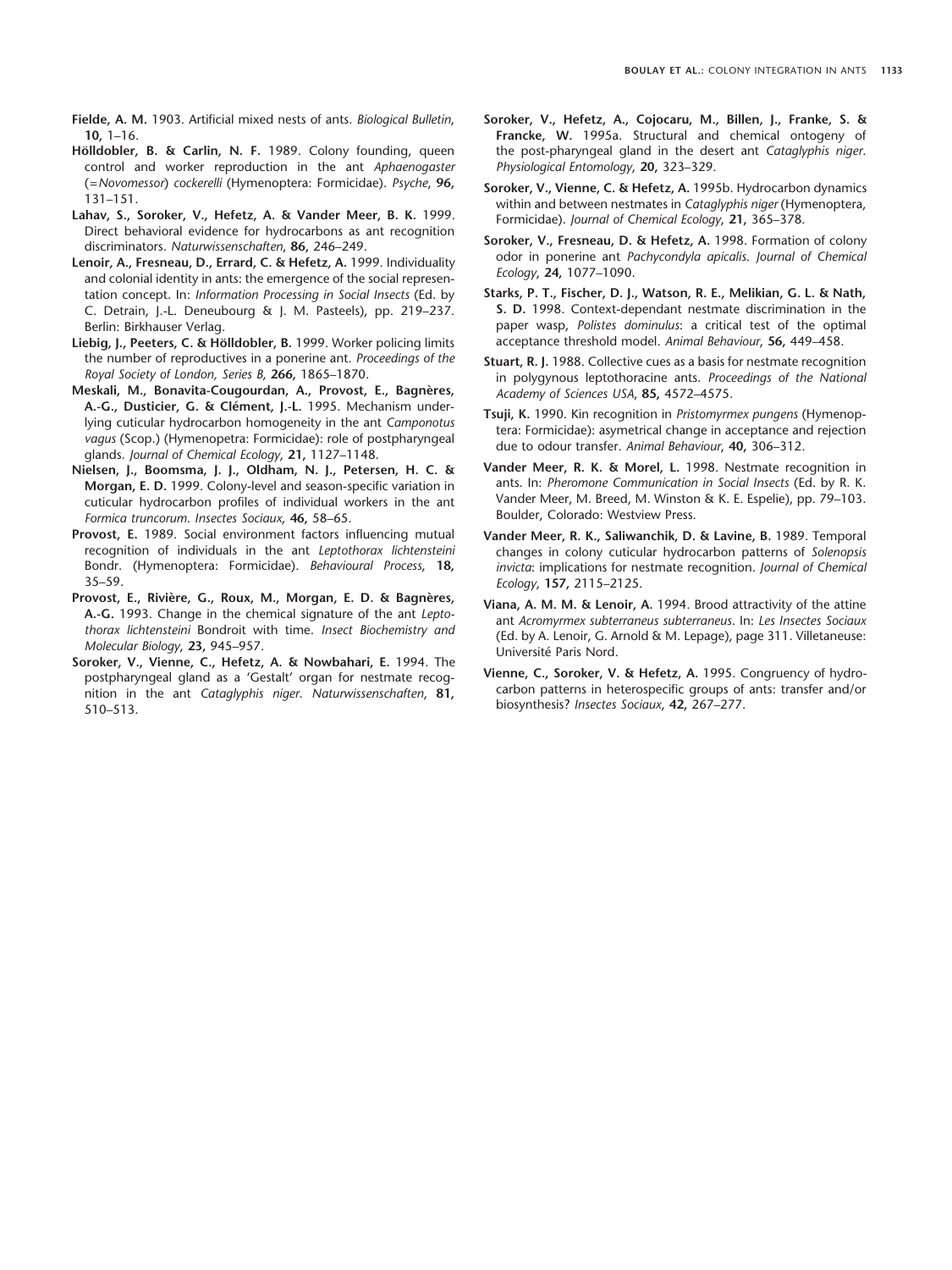**Fielde, A. M.** 1903. Artificial mixed nests of ants. *Biological Bulletin*, **10,** 1–16.

**Hölldobler, B. & Carlin, N. F.** 1989. Colony founding, queen control and worker reproduction in the ant *Aphaenogaster* (=*Novomessor*) *cockerelli* (Hymenoptera: Formicidae). *Psyche*, **96,** 131–151.

**Lahav, S., Soroker, V., Hefetz, A. & Vander Meer, B. K.** 1999. Direct behavioral evidence for hydrocarbons as ant recognition discriminators. *Naturwissenschaften*, **86,** 246–249.

**Lenoir, A., Fresneau, D., Errard, C. & Hefetz, A.** 1999. Individuality and colonial identity in ants: the emergence of the social representation concept. In: *Information Processing in Social Insects* (Ed. by C. Detrain, J.-L. Deneubourg & J. M. Pasteels), pp. 219–237. Berlin: Birkhauser Verlag.

**Liebig, J., Peeters, C. & Hölldobler, B.** 1999. Worker policing limits the number of reproductives in a ponerine ant. *Proceedings of the Royal Society of London, Series B*, **266,** 1865–1870.

**Meskali, M., Bonavita-Cougourdan, A., Provost, E., Bagnères, A.-G., Dusticier, G. & Clément, J.-L.** 1995. Mechanism underlying cuticular hydrocarbon homogeneity in the ant *Camponotus vagus* (Scop.) (Hymenopetra: Formicidae): role of postpharyngeal glands. *Journal of Chemical Ecology*, **21,** 1127–1148.

**Nielsen, J., Boomsma, J. J., Oldham, N. J., Petersen, H. C. & Morgan, E. D.** 1999. Colony-level and season-specific variation in cuticular hydrocarbon profiles of individual workers in the ant *Formica truncorum*. *Insectes Sociaux*, **46,** 58–65.

**Provost, E.** 1989. Social environment factors influencing mutual recognition of individuals in the ant *Leptothorax lichtensteini* Bondr. (Hymenoptera: Formicidae). *Behavioural Process*, **18,** 35–59.

**Provost, E., Rivière, G., Roux, M., Morgan, E. D. & Bagnères, A.-G.** 1993. Change in the chemical signature of the ant *Leptothorax lichtensteini* Bondroit with time. *Insect Biochemistry and Molecular Biology*, **23,** 945–957.

**Soroker, V., Vienne, C., Hefetz, A. & Nowbahari, E.** 1994. The postpharyngeal gland as a 'Gestalt' organ for nestmate recognition in the ant *Cataglyphis niger*. *Naturwissenschaften*, **81,** 510–513.

**Soroker, V., Hefetz, A., Cojocaru, M., Billen, J., Franke, S. & Francke, W.** 1995a. Structural and chemical ontogeny of the post-pharyngeal gland in the desert ant *Cataglyphis niger*. *Physiological Entomology*, **20,** 323–329.

**Soroker, V., Vienne, C. & Hefetz, A.** 1995b. Hydrocarbon dynamics within and between nestmates in *Cataglyphis niger* (Hymenoptera, Formicidae). *Journal of Chemical Ecology*, **21,** 365–378.

**Soroker, V., Fresneau, D. & Hefetz, A.** 1998. Formation of colony odor in ponerine ant *Pachycondyla apicalis*. *Journal of Chemical Ecology*, **24,** 1077–1090.

**Starks, P. T., Fischer, D. J., Watson, R. E., Melikian, G. L. & Nath, S. D.** 1998. Context-dependant nestmate discrimination in the paper wasp, *Polistes dominulus*: a critical test of the optimal acceptance threshold model. *Animal Behaviour*, **56,** 449–458.

**Stuart, R. J.** 1988. Collective cues as a basis for nestmate recognition in polygynous leptothoracine ants. *Proceedings of the National Academy of Sciences USA*, **85,** 4572–4575.

**Tsuji, K.** 1990. Kin recognition in *Pristomyrmex pungens* (Hymenoptera: Formicidae): asymetrical change in acceptance and rejection due to odour transfer. *Animal Behaviour*, **40,** 306–312.

**Vander Meer, R. K. & Morel, L.** 1998. Nestmate recognition in ants. In: *Pheromone Communication in Social Insects* (Ed. by R. K. Vander Meer, M. Breed, M. Winston & K. E. Espelie), pp. 79–103. Boulder, Colorado: Westview Press.

**Vander Meer, R. K., Saliwanchik, D. & Lavine, B.** 1989. Temporal changes in colony cuticular hydrocarbon patterns of *Solenopsis invicta*: implications for nestmate recognition. *Journal of Chemical Ecology*, **157,** 2115–2125.

**Viana, A. M. M. & Lenoir, A.** 1994. Brood attractivity of the attine ant *Acromyrmex subterraneus subterraneus*. In: *Les Insectes Sociaux* (Ed. by A. Lenoir, G. Arnold & M. Lepage), page 311. Villetaneuse: Université Paris Nord.

**Vienne, C., Soroker, V. & Hefetz, A.** 1995. Congruency of hydrocarbon patterns in heterospecific groups of ants: transfer and/or biosynthesis? *Insectes Sociaux*, **42,** 267–277.